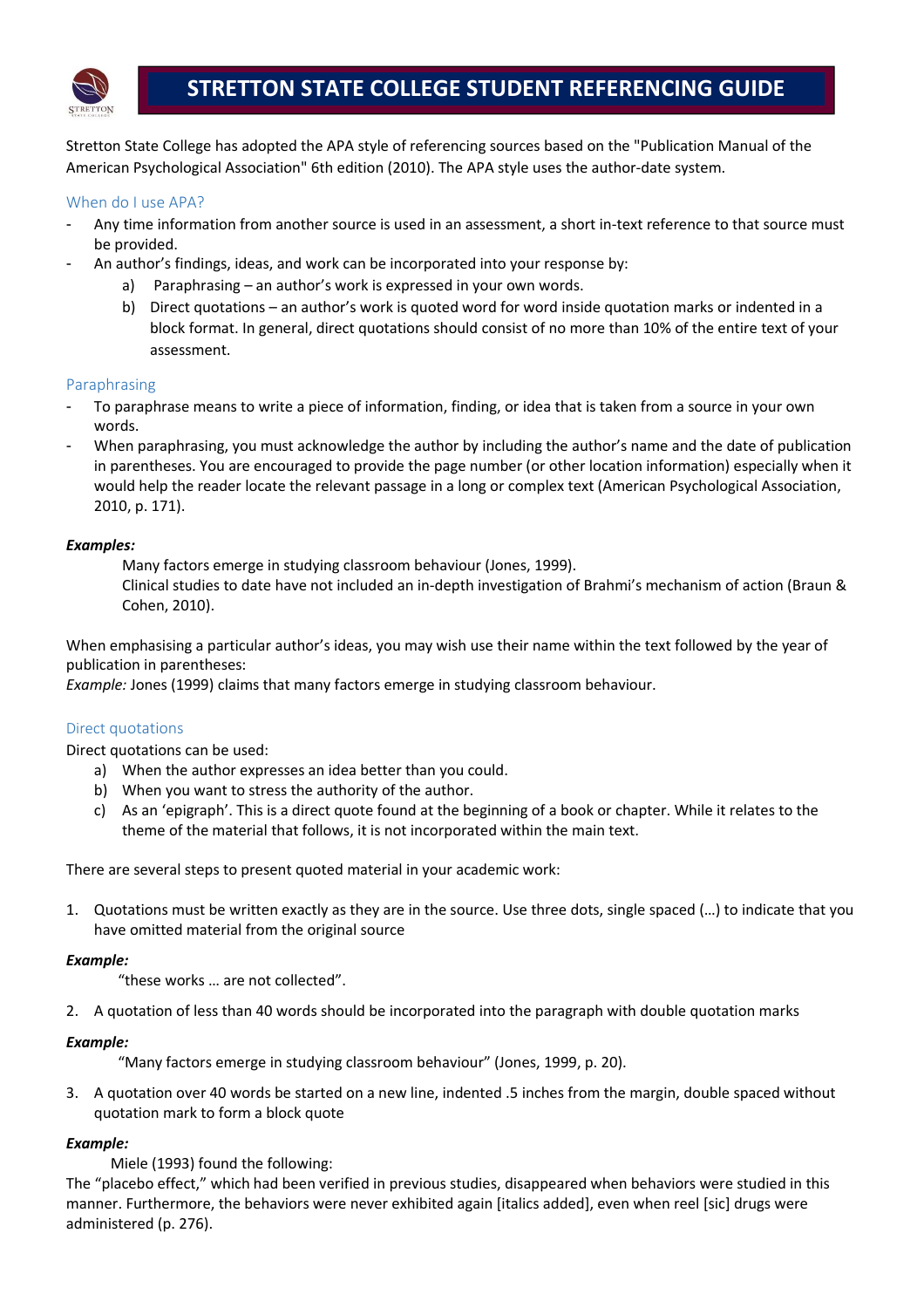# STRETTON STATE COLLEGE STUDENT REFERENCING GUIDE

Stretton State College has adopted the APA style of referencing sources based on the "Publication Manual of the American Psychological Association" 6th edition (2010). The APA style uses the author-date system.

## When do I use APA?

- Any time information from another source is used in an assessment, a short in-text reference to that source must be provided.
- An author's findings, ideas, and work can be incorporated into your response by:
  a) Paraphrasing – an author's work is expressed in your own words.
  b) Direct quotations – an author's work is quoted word for word inside quotation marks or indented in a block format. In general, direct quotations should consist of no more than 10% of the entire text of your assessment.

## Paraphrasing

- To paraphrase means to write a piece of information, finding, or idea that is taken from a source in your own words.
- When paraphrasing, you must acknowledge the author by including the author's name and the date of publication in parentheses. You are encouraged to provide the page number (or other location information) especially when it would help the reader locate the relevant passage in a long or complex text (American Psychological Association, 2010, p. 171).

***Examples:***

> Many factors emerge in studying classroom behaviour (Jones, 1999).
> Clinical studies to date have not included an in-depth investigation of Brahmi's mechanism of action (Braun & Cohen, 2010).

When emphasising a particular author's ideas, you may wish use their name within the text followed by the year of publication in parentheses:
*Example:* Jones (1999) claims that many factors emerge in studying classroom behaviour.

## Direct quotations

Direct quotations can be used:

a) When the author expresses an idea better than you could.
b) When you want to stress the authority of the author.
c) As an 'epigraph'. This is a direct quote found at the beginning of a book or chapter. While it relates to the theme of the material that follows, it is not incorporated within the main text.

There are several steps to present quoted material in your academic work:

1. Quotations must be written exactly as they are in the source. Use three dots, single spaced (…) to indicate that you have omitted material from the original source

***Example:***

> "these works … are not collected".

2. A quotation of less than 40 words should be incorporated into the paragraph with double quotation marks

***Example:***

> "Many factors emerge in studying classroom behaviour" (Jones, 1999, p. 20).

3. A quotation over 40 words be started on a new line, indented .5 inches from the margin, double spaced without quotation mark to form a block quote

***Example:***

Miele (1993) found the following:

The "placebo effect," which had been verified in previous studies, disappeared when behaviors were studied in this manner. Furthermore, the behaviors were never exhibited again [italics added], even when reel [sic] drugs were administered (p. 276).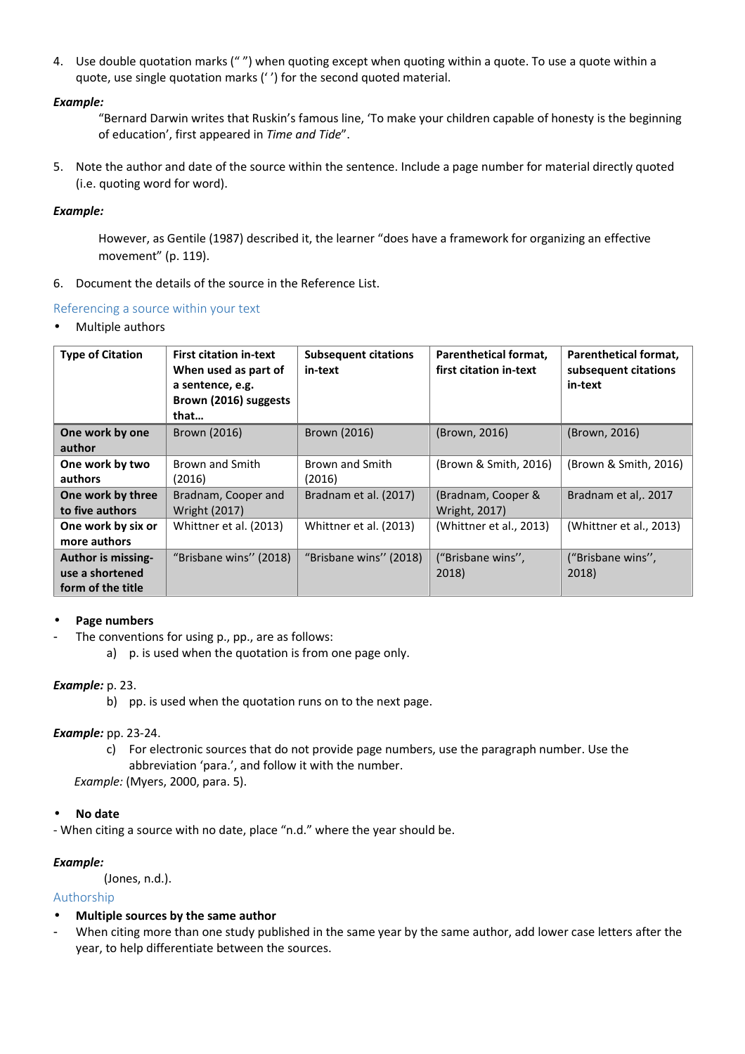4. Use double quotation marks (" ") when quoting except when quoting within a quote. To use a quote within a quote, use single quotation marks (' ') for the second quoted material.

***Example:***

"Bernard Darwin writes that Ruskin's famous line, 'To make your children capable of honesty is the beginning of education', first appeared in *Time and Tide*".

5. Note the author and date of the source within the sentence. Include a page number for material directly quoted (i.e. quoting word for word).

***Example:***

However, as Gentile (1987) described it, the learner "does have a framework for organizing an effective movement" (p. 119).

6. Document the details of the source in the Reference List.

## Referencing a source within your text

- Multiple authors

| Type of Citation | First citation in-text When used as part of a sentence, e.g. Brown (2016) suggests that… | Subsequent citations in-text | Parenthetical format, first citation in-text | Parenthetical format, subsequent citations in-text |
|---|---|---|---|---|
| **One work by one author** | Brown (2016) | Brown (2016) | (Brown, 2016) | (Brown, 2016) |
| **One work by two authors** | Brown and Smith (2016) | Brown and Smith (2016) | (Brown & Smith, 2016) | (Brown & Smith, 2016) |
| **One work by three to five authors** | Bradnam, Cooper and Wright (2017) | Bradnam et al. (2017) | (Bradnam, Cooper & Wright, 2017) | Bradnam et al,. 2017 |
| **One work by six or more authors** | Whittner et al. (2013) | Whittner et al. (2013) | (Whittner et al., 2013) | (Whittner et al., 2013) |
| **Author is missing-use a shortened form of the title** | "Brisbane wins'' (2018) | "Brisbane wins'' (2018) | ("Brisbane wins'', 2018) | ("Brisbane wins'', 2018) |

- **Page numbers**

- The conventions for using p., pp., are as follows:
  a) p. is used when the quotation is from one page only.

***Example:*** p. 23.

  b) pp. is used when the quotation runs on to the next page.

***Example:*** pp. 23-24.

  c) For electronic sources that do not provide page numbers, use the paragraph number. Use the abbreviation 'para.', and follow it with the number.

*Example:* (Myers, 2000, para. 5).

- **No date**

- When citing a source with no date, place "n.d." where the year should be.

***Example:***

(Jones, n.d.).

## Authorship

- **Multiple sources by the same author**

- When citing more than one study published in the same year by the same author, add lower case letters after the year, to help differentiate between the sources.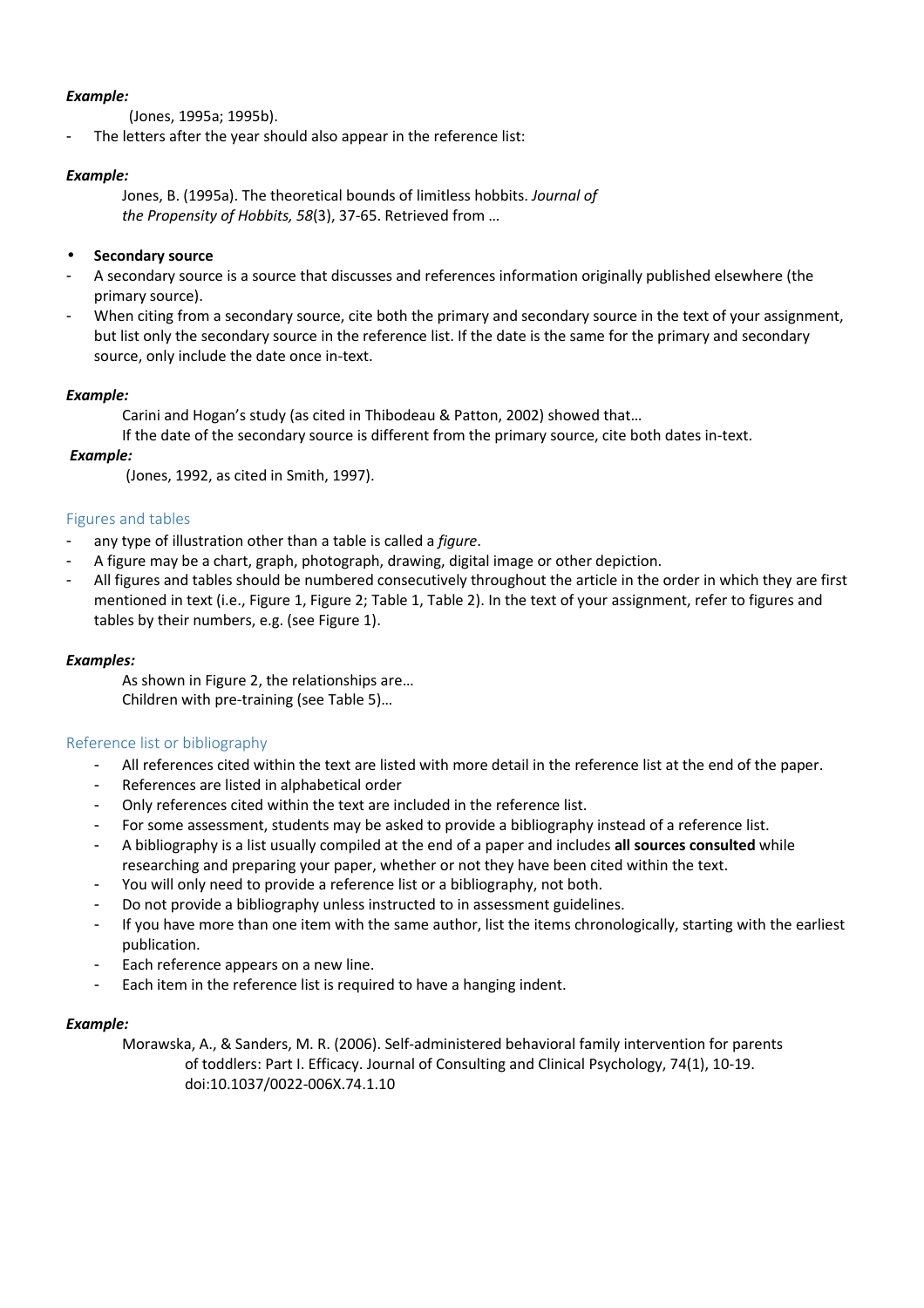***Example:***

(Jones, 1995a; 1995b).

- The letters after the year should also appear in the reference list:

***Example:***

Jones, B. (1995a). The theoretical bounds of limitless hobbits. *Journal of the Propensity of Hobbits, 58*(3), 37-65. Retrieved from …

- **Secondary source**

- A secondary source is a source that discusses and references information originally published elsewhere (the primary source).
- When citing from a secondary source, cite both the primary and secondary source in the text of your assignment, but list only the secondary source in the reference list. If the date is the same for the primary and secondary source, only include the date once in-text.

***Example:***

Carini and Hogan's study (as cited in Thibodeau & Patton, 2002) showed that…

If the date of the secondary source is different from the primary source, cite both dates in-text.

***Example:***

(Jones, 1992, as cited in Smith, 1997).

## Figures and tables

- any type of illustration other than a table is called a *figure*.
- A figure may be a chart, graph, photograph, drawing, digital image or other depiction.
- All figures and tables should be numbered consecutively throughout the article in the order in which they are first mentioned in text (i.e., Figure 1, Figure 2; Table 1, Table 2). In the text of your assignment, refer to figures and tables by their numbers, e.g. (see Figure 1).

***Examples:***

As shown in Figure 2, the relationships are…

Children with pre-training (see Table 5)…

## Reference list or bibliography

- All references cited within the text are listed with more detail in the reference list at the end of the paper.
- References are listed in alphabetical order
- Only references cited within the text are included in the reference list.
- For some assessment, students may be asked to provide a bibliography instead of a reference list.
- A bibliography is a list usually compiled at the end of a paper and includes **all sources consulted** while researching and preparing your paper, whether or not they have been cited within the text.
- You will only need to provide a reference list or a bibliography, not both.
- Do not provide a bibliography unless instructed to in assessment guidelines.
- If you have more than one item with the same author, list the items chronologically, starting with the earliest publication.
- Each reference appears on a new line.
- Each item in the reference list is required to have a hanging indent.

***Example:***

Morawska, A., & Sanders, M. R. (2006). Self-administered behavioral family intervention for parents of toddlers: Part I. Efficacy. Journal of Consulting and Clinical Psychology, 74(1), 10-19. doi:10.1037/0022-006X.74.1.10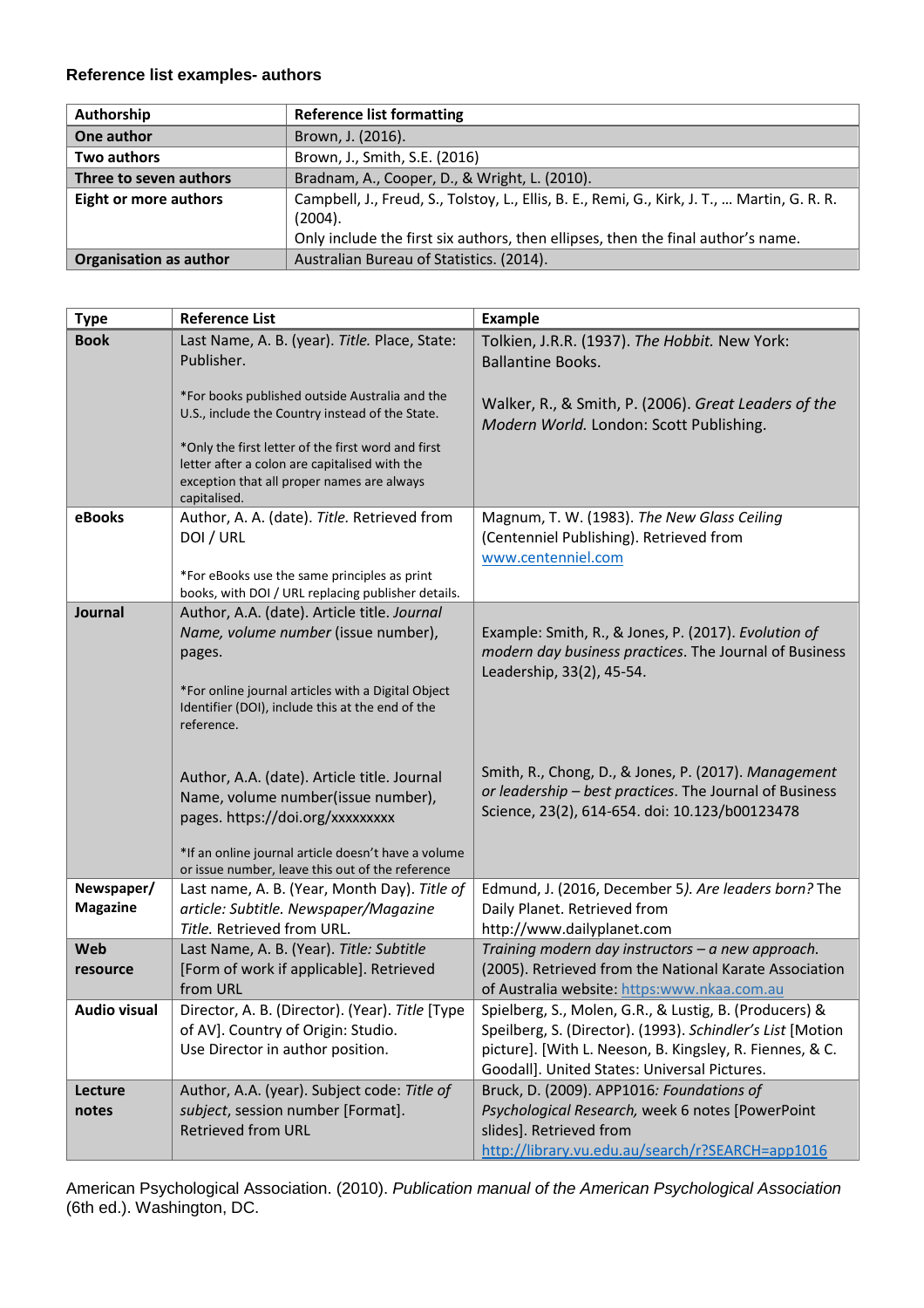### Reference list examples- authors

| Authorship | Reference list formatting |
|---|---|
| **One author** | Brown, J. (2016). |
| **Two authors** | Brown, J., Smith, S.E. (2016) |
| **Three to seven authors** | Bradnam, A., Cooper, D., & Wright, L. (2010). |
| **Eight or more authors** | Campbell, J., Freud, S., Tolstoy, L., Ellis, B. E., Remi, G., Kirk, J. T., … Martin, G. R. R. (2004).<br>Only include the first six authors, then ellipses, then the final author's name. |
| **Organisation as author** | Australian Bureau of Statistics. (2014). |

| Type | Reference List | Example |
|---|---|---|
| **Book** | Last Name, A. B. (year). *Title.* Place, State: Publisher.<br><br>*For books published outside Australia and the U.S., include the Country instead of the State.<br><br>*Only the first letter of the first word and first letter after a colon are capitalised with the exception that all proper names are always capitalised. | Tolkien, J.R.R. (1937). *The Hobbit.* New York: Ballantine Books.<br><br>Walker, R., & Smith, P. (2006). *Great Leaders of the Modern World.* London: Scott Publishing. |
| **eBooks** | Author, A. A. (date). *Title.* Retrieved from DOI / URL<br><br>*For eBooks use the same principles as print books, with DOI / URL replacing publisher details. | Magnum, T. W. (1983). *The New Glass Ceiling* (Centenniel Publishing). Retrieved from www.centenniel.com |
| **Journal** | Author, A.A. (date). Article title. *Journal Name, volume number* (issue number), pages.<br><br>*For online journal articles with a Digital Object Identifier (DOI), include this at the end of the reference.<br><br>Author, A.A. (date). Article title. Journal Name, volume number(issue number), pages. https://doi.org/xxxxxxxxx<br><br>*If an online journal article doesn't have a volume or issue number, leave this out of the reference | Example: Smith, R., & Jones, P. (2017). *Evolution of modern day business practices*. The Journal of Business Leadership, 33(2), 45-54.<br><br>Smith, R., Chong, D., & Jones, P. (2017). *Management or leadership – best practices*. The Journal of Business Science, 23(2), 614-654. doi: 10.123/b00123478 |
| **Newspaper/ Magazine** | Last name, A. B. (Year, Month Day). *Title of article: Subtitle. Newspaper/Magazine Title.* Retrieved from URL. | Edmund, J. (2016, December 5*). Are leaders born?* The Daily Planet. Retrieved from http://www.dailyplanet.com |
| **Web resource** | Last Name, A. B. (Year). *Title: Subtitle* [Form of work if applicable]. Retrieved from URL | *Training modern day instructors – a new approach*. (2005). Retrieved from the National Karate Association of Australia website: https:www.nkaa.com.au |
| **Audio visual** | Director, A. B. (Director). (Year). *Title* [Type of AV]. Country of Origin: Studio.<br>Use Director in author position. | Spielberg, S., Molen, G.R., & Lustig, B. (Producers) & Speilberg, S. (Director). (1993). *Schindler's List* [Motion picture]. [With L. Neeson, B. Kingsley, R. Fiennes, & C. Goodall]. United States: Universal Pictures. |
| **Lecture notes** | Author, A.A. (year). Subject code: *Title of subject*, session number [Format]. Retrieved from URL | Bruck, D. (2009). APP1016*: Foundations of Psychological Research,* week 6 notes [PowerPoint slides]. Retrieved from http://library.vu.edu.au/search/r?SEARCH=app1016 |

American Psychological Association. (2010). *Publication manual of the American Psychological Association* (6th ed.). Washington, DC.